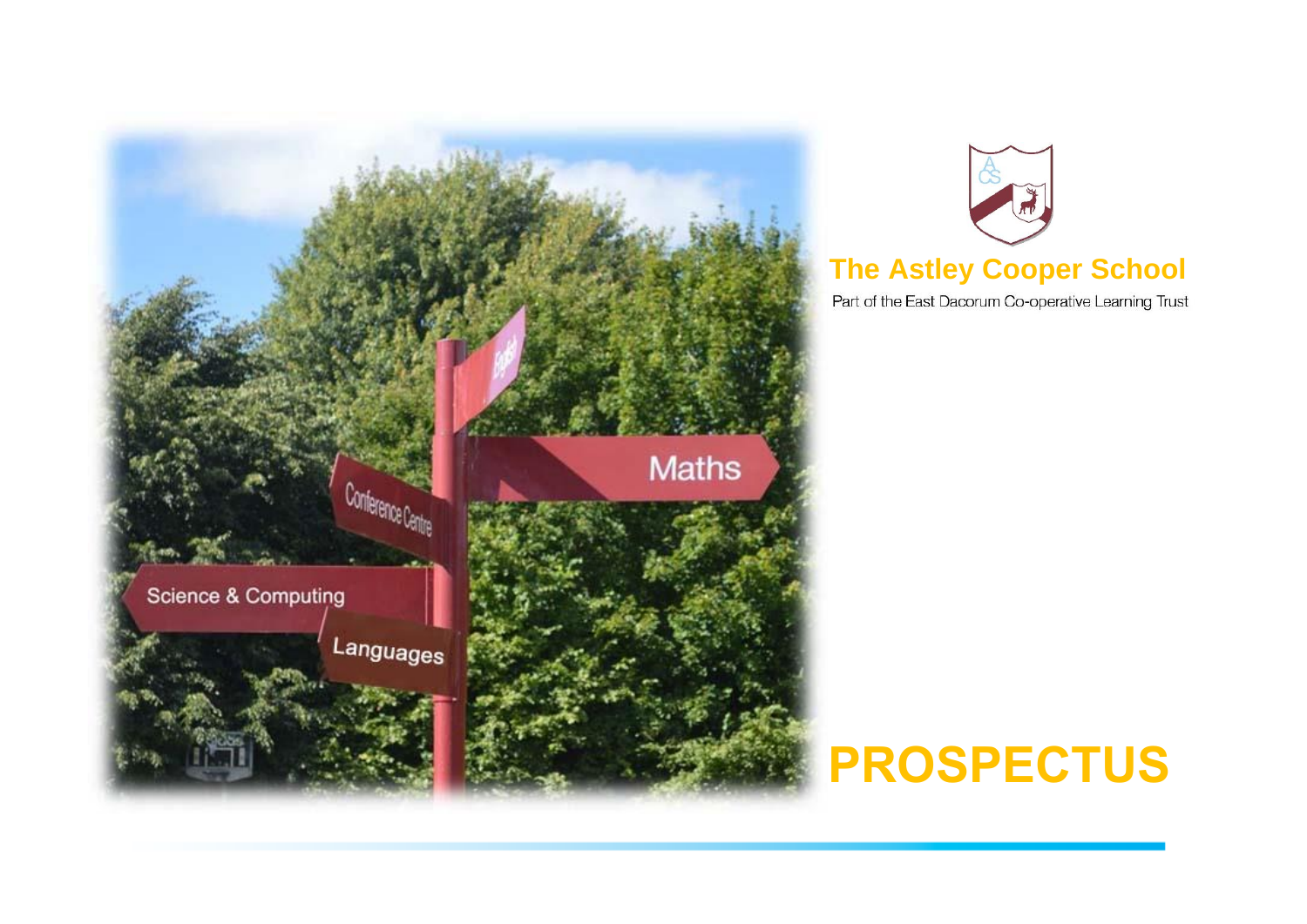# The Astley Cooper School

Part of the East Dacorum Co-operative Learning Trust

# PROSPECTUS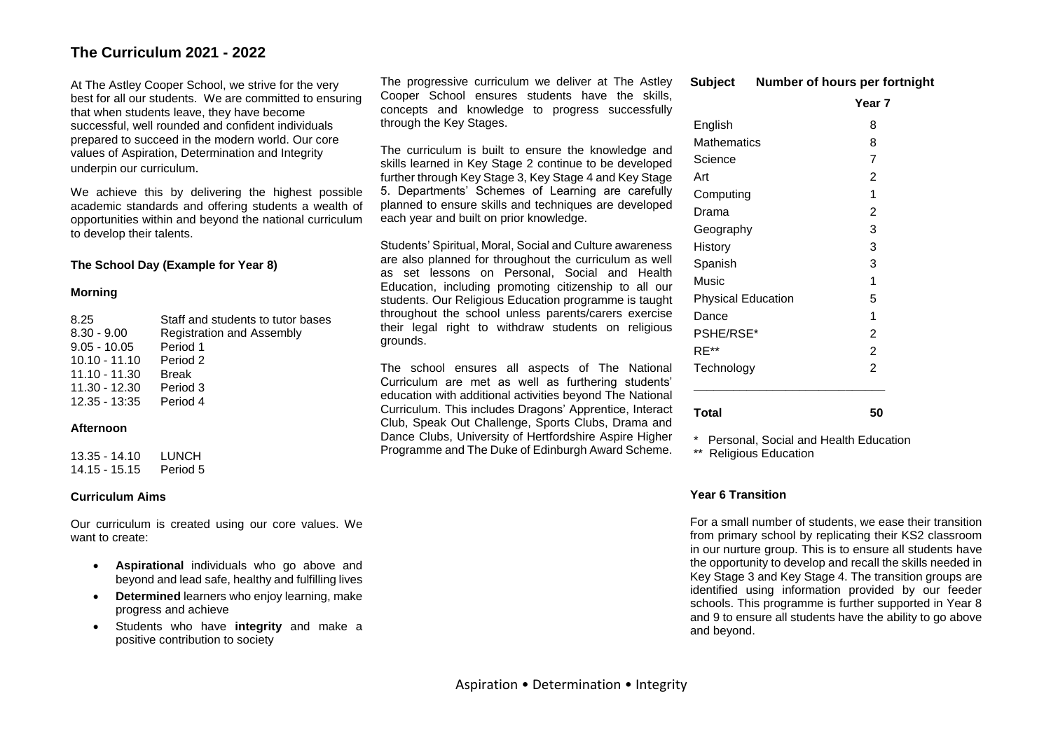# The Curriculum 2021 - 2022

At The Astley Cooper School, we strive for the very best for all our students. We are committed to ensuring that when students leave, they have become successful, well rounded and confident individuals prepared to succeed in the modern world. Our core values of Aspiration, Determination and Integrity underpin our curriculum.

We achieve this by delivering the highest possible academic standards and offering students a wealth of opportunities within and beyond the national curriculum to develop their talents.

### The School Day (Example for Year 8)

#### Morning

| | |
|---|---|
| 8.25 | Staff and students to tutor bases |
| 8.30 - 9.00 | Registration and Assembly |
| 9.05 - 10.05 | Period 1 |
| 10.10 - 11.10 | Period 2 |
| 11.10 - 11.30 | Break |
| 11.30 - 12.30 | Period 3 |
| 12.35 - 13:35 | Period 4 |

#### Afternoon

| | |
|---|---|
| 13.35 - 14.10 | LUNCH |
| 14.15 - 15.15 | Period 5 |

### Curriculum Aims

Our curriculum is created using our core values. We want to create:

- **Aspirational** individuals who go above and beyond and lead safe, healthy and fulfilling lives
- **Determined** learners who enjoy learning, make progress and achieve
- Students who have **integrity** and make a positive contribution to society

The progressive curriculum we deliver at The Astley Cooper School ensures students have the skills, concepts and knowledge to progress successfully through the Key Stages.

The curriculum is built to ensure the knowledge and skills learned in Key Stage 2 continue to be developed further through Key Stage 3, Key Stage 4 and Key Stage 5. Departments' Schemes of Learning are carefully planned to ensure skills and techniques are developed each year and built on prior knowledge.

Students' Spiritual, Moral, Social and Culture awareness are also planned for throughout the curriculum as well as set lessons on Personal, Social and Health Education, including promoting citizenship to all our students. Our Religious Education programme is taught throughout the school unless parents/carers exercise their legal right to withdraw students on religious grounds.

The school ensures all aspects of The National Curriculum are met as well as furthering students' education with additional activities beyond The National Curriculum. This includes Dragons' Apprentice, Interact Club, Speak Out Challenge, Sports Clubs, Drama and Dance Clubs, University of Hertfordshire Aspire Higher Programme and The Duke of Edinburgh Award Scheme.

| Subject | Number of hours per fortnight<br>Year 7 |
|---|---|
| English | 8 |
| Mathematics | 8 |
| Science | 7 |
| Art | 2 |
| Computing | 1 |
| Drama | 2 |
| Geography | 3 |
| History | 3 |
| Spanish | 3 |
| Music | 1 |
| Physical Education | 5 |
| Dance | 1 |
| PSHE/RSE* | 2 |
| RE** | 2 |
| Technology | 2 |
| **Total** | **50** |

\* Personal, Social and Health Education
** Religious Education

### Year 6 Transition

For a small number of students, we ease their transition from primary school by replicating their KS2 classroom in our nurture group. This is to ensure all students have the opportunity to develop and recall the skills needed in Key Stage 3 and Key Stage 4. The transition groups are identified using information provided by our feeder schools. This programme is further supported in Year 8 and 9 to ensure all students have the ability to go above and beyond.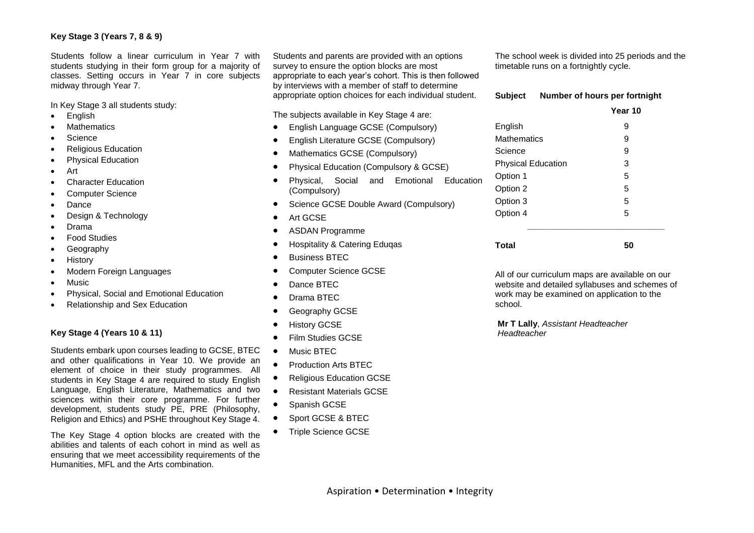### Key Stage 3 (Years 7, 8 & 9)

Students follow a linear curriculum in Year 7 with students studying in their form group for a majority of classes. Setting occurs in Year 7 in core subjects midway through Year 7.

In Key Stage 3 all students study:

- English
- Mathematics
- Science
- Religious Education
- Physical Education
- Art
- Character Education
- Computer Science
- Dance
- Design & Technology
- Drama
- Food Studies
- Geography
- History
- Modern Foreign Languages
- Music
- Physical, Social and Emotional Education
- Relationship and Sex Education

### Key Stage 4 (Years 10 & 11)

Students embark upon courses leading to GCSE, BTEC and other qualifications in Year 10. We provide an element of choice in their study programmes. All students in Key Stage 4 are required to study English Language, English Literature, Mathematics and two sciences within their core programme. For further development, students study PE, PRE (Philosophy, Religion and Ethics) and PSHE throughout Key Stage 4.

The Key Stage 4 option blocks are created with the abilities and talents of each cohort in mind as well as ensuring that we meet accessibility requirements of the Humanities, MFL and the Arts combination.

Students and parents are provided with an options survey to ensure the option blocks are most appropriate to each year's cohort. This is then followed by interviews with a member of staff to determine appropriate option choices for each individual student.

The subjects available in Key Stage 4 are:

- English Language GCSE (Compulsory)
- English Literature GCSE (Compulsory)
- Mathematics GCSE (Compulsory)
- Physical Education (Compulsory & GCSE)
- Physical, Social and Emotional Education (Compulsory)
- Science GCSE Double Award (Compulsory)
- Art GCSE
- ASDAN Programme
- Hospitality & Catering Eduqas
- Business BTEC
- Computer Science GCSE
- Dance BTEC
- Drama BTEC
- Geography GCSE
- History GCSE
- Film Studies GCSE
- Music BTEC
- Production Arts BTEC
- Religious Education GCSE
- Resistant Materials GCSE
- Spanish GCSE
- Sport GCSE & BTEC
- Triple Science GCSE

The school week is divided into 25 periods and the timetable runs on a fortnightly cycle.

| Subject | Number of hours per fortnight Year 10 |
|---|---|
| English | 9 |
| Mathematics | 9 |
| Science | 9 |
| Physical Education | 3 |
| Option 1 | 5 |
| Option 2 | 5 |
| Option 3 | 5 |
| Option 4 | 5 |
| **Total** | **50** |

All of our curriculum maps are available on our website and detailed syllabuses and schemes of work may be examined on application to the school.

**Mr T Lally**, *Assistant Headteacher*
*Headteacher*

Aspiration • Determination • Integrity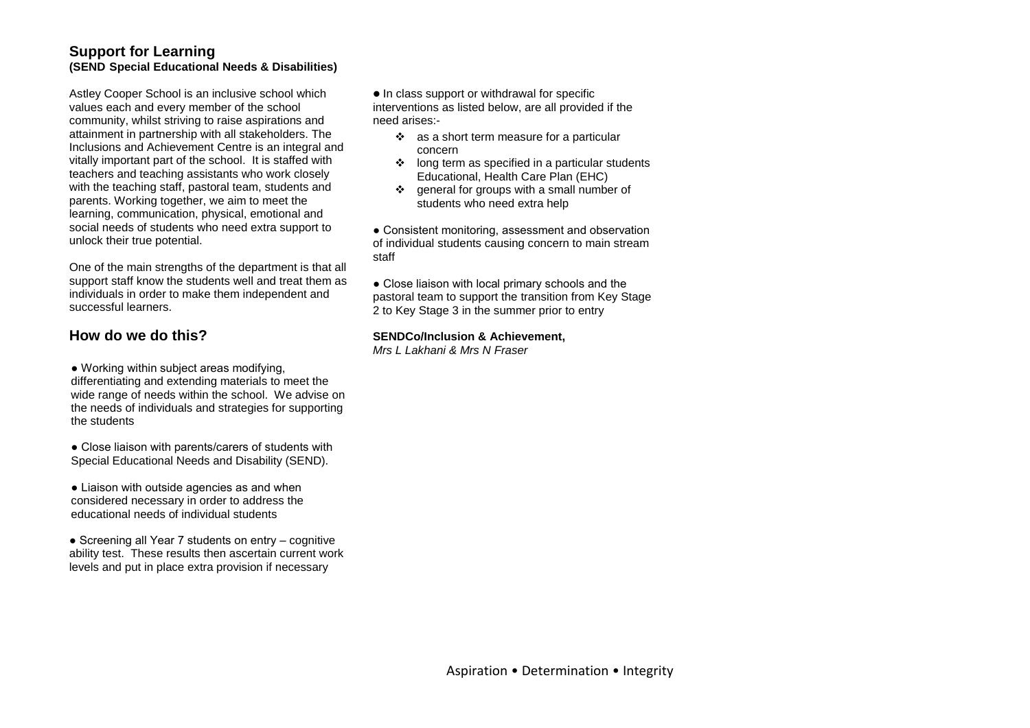## Support for Learning

**(SEND Special Educational Needs & Disabilities)**

Astley Cooper School is an inclusive school which values each and every member of the school community, whilst striving to raise aspirations and attainment in partnership with all stakeholders. The Inclusions and Achievement Centre is an integral and vitally important part of the school. It is staffed with teachers and teaching assistants who work closely with the teaching staff, pastoral team, students and parents. Working together, we aim to meet the learning, communication, physical, emotional and social needs of students who need extra support to unlock their true potential.

One of the main strengths of the department is that all support staff know the students well and treat them as individuals in order to make them independent and successful learners.

## How do we do this?

- Working within subject areas modifying, differentiating and extending materials to meet the wide range of needs within the school. We advise on the needs of individuals and strategies for supporting the students

- Close liaison with parents/carers of students with Special Educational Needs and Disability (SEND).

- Liaison with outside agencies as and when considered necessary in order to address the educational needs of individual students

- Screening all Year 7 students on entry – cognitive ability test. These results then ascertain current work levels and put in place extra provision if necessary

- In class support or withdrawal for specific interventions as listed below, are all provided if the need arises:-
  - as a short term measure for a particular concern
  - long term as specified in a particular students Educational, Health Care Plan (EHC)
  - general for groups with a small number of students who need extra help

- Consistent monitoring, assessment and observation of individual students causing concern to main stream staff

- Close liaison with local primary schools and the pastoral team to support the transition from Key Stage 2 to Key Stage 3 in the summer prior to entry

**SENDCo/Inclusion & Achievement,**
*Mrs L Lakhani & Mrs N Fraser*

Aspiration • Determination • Integrity